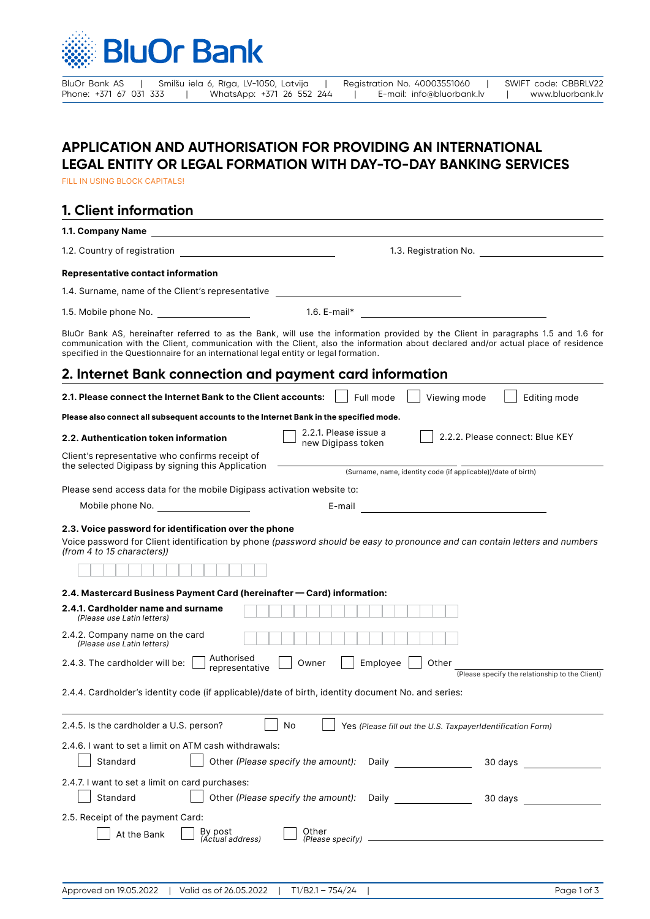BluOr Bank

BluOr Bank AS | Smilšu iela 6, Rīga, LV-1050, Latvija | Registration No. 40003551060 | SWIFT code: CBBRLV22
Phone: +371 67 031 333 | WhatsApp: +371 26 552 244 | E-mail: info@bluorbank.lv | www.bluorbank.lv

# APPLICATION AND AUTHORISATION FOR PROVIDING AN INTERNATIONAL LEGAL ENTITY OR LEGAL FORMATION WITH DAY-TO-DAY BANKING SERVICES

FILL IN USING BLOCK CAPITALS!

## 1. Client information

**1.1. Company Name** ____________________

1.2. Country of registration ____________________ 1.3. Registration No. ____________________

**Representative contact information**

1.4. Surname, name of the Client's representative ____________________

1.5. Mobile phone No. ____________________ 1.6. E-mail* ____________________

BluOr Bank AS, hereinafter referred to as the Bank, will use the information provided by the Client in paragraphs 1.5 and 1.6 for communication with the Client, communication with the Client, also the information about declared and/or actual place of residence specified in the Questionnaire for an international legal entity or legal formation.

## 2. Internet Bank connection and payment card information

**2.1. Please connect the Internet Bank to the Client accounts:** ☐ Full mode ☐ Viewing mode ☐ Editing mode

**Please also connect all subsequent accounts to the Internet Bank in the specified mode.**

**2.2. Authentication token information** ☐ 2.2.1. Please issue a new Digipass token ☐ 2.2.2. Please connect: Blue KEY

Client's representative who confirms receipt of the selected Digipass by signing this Application ____________________
(Surname, name, identity code (if applicable))/date of birth)

Please send access data for the mobile Digipass activation website to:

Mobile phone No. ____________________ E-mail ____________________

**2.3. Voice password for identification over the phone**

Voice password for Client identification by phone *(password should be easy to pronounce and can contain letters and numbers (from 4 to 15 characters))*

| | | | | | | | | | | | | | | |
|---|---|---|---|---|---|---|---|---|---|---|---|---|---|---|

**2.4. Mastercard Business Payment Card (hereinafter — Card) information:**

**2.4.1. Cardholder name and surname** *(Please use Latin letters)* ____________________

2.4.2. Company name on the card *(Please use Latin letters)* ____________________

2.4.3. The cardholder will be: ☐ Authorised representative ☐ Owner ☐ Employee ☐ Other ____________________
(Please specify the relationship to the Client)

2.4.4. Cardholder's identity code (if applicable)/date of birth, identity document No. and series:

____________________

2.4.5. Is the cardholder a U.S. person? ☐ No ☐ Yes *(Please fill out the U.S. TaxpayerIdentification Form)*

2.4.6. I want to set a limit on ATM cash withdrawals:

☐ Standard ☐ Other *(Please specify the amount):* Daily ____________ 30 days ____________

2.4.7. I want to set a limit on card purchases:

☐ Standard ☐ Other *(Please specify the amount):* Daily ____________ 30 days ____________

2.5. Receipt of the payment Card:

☐ At the Bank ☐ By post *(Actual address)* ☐ Other *(Please specify)* ____________________

Approved on 19.05.2022 | Valid as of 26.05.2022 | T1/B2.1 – 754/24 |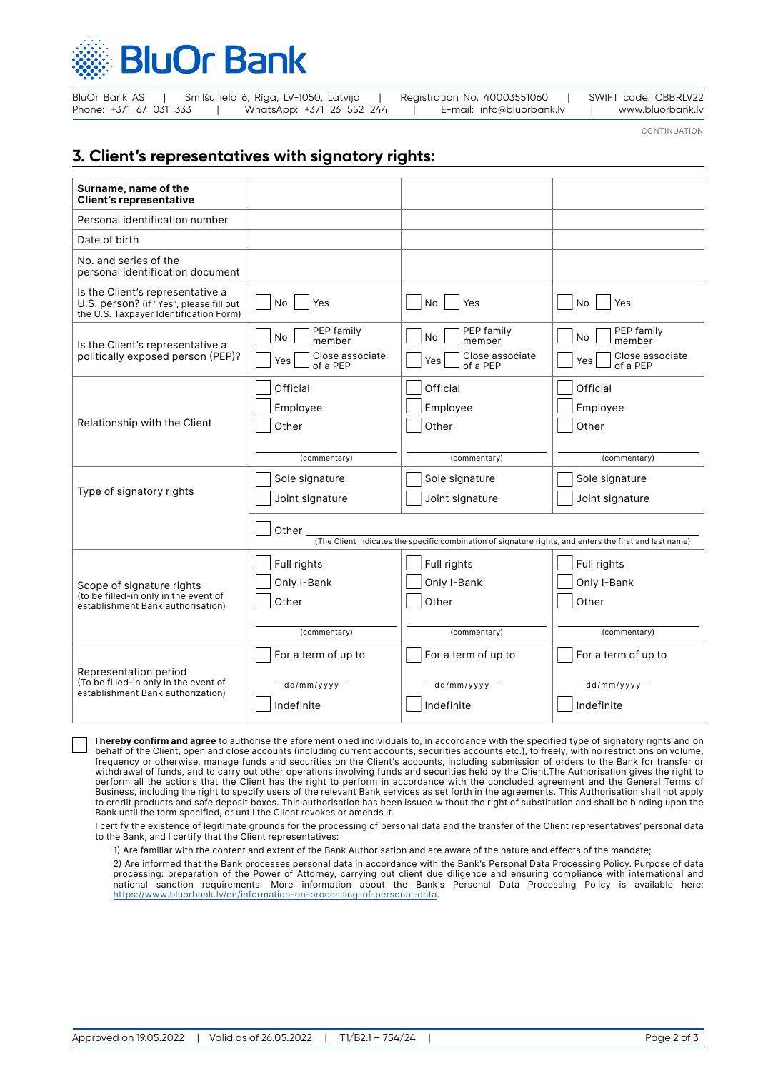# BluOr Bank

BluOr Bank AS | Smilšu iela 6, Rīga, LV-1050, Latvija | Registration No. 40003551060 | SWIFT code: CBBRLV22
Phone: +371 67 031 333 | WhatsApp: +371 26 552 244 | E-mail: info@bluorbank.lv | www.bluorbank.lv

CONTINUATION

## 3. Client's representatives with signatory rights:

| **Surname, name of the Client's representative** | | | |
|---|---|---|---|
| Personal identification number | | | |
| Date of birth | | | |
| No. and series of the personal identification document | | | |
| Is the Client's representative a U.S. person? (if "Yes", please fill out the U.S. Taxpayer Identification Form) | ☐ No ☐ Yes | ☐ No ☐ Yes | ☐ No ☐ Yes |
| Is the Client's representative a politically exposed person (PEP)? | ☐ No ☐ PEP family member<br>☐ Yes ☐ Close associate of a PEP | ☐ No ☐ PEP family member<br>☐ Yes ☐ Close associate of a PEP | ☐ No ☐ PEP family member<br>☐ Yes ☐ Close associate of a PEP |
| Relationship with the Client | ☐ Official<br>☐ Employee<br>☐ Other<br>_______ (commentary) | ☐ Official<br>☐ Employee<br>☐ Other<br>_______ (commentary) | ☐ Official<br>☐ Employee<br>☐ Other<br>_______ (commentary) |
| Type of signatory rights | ☐ Sole signature<br>☐ Joint signature | ☐ Sole signature<br>☐ Joint signature | ☐ Sole signature<br>☐ Joint signature |
| | ☐ Other _______ (The Client indicates the specific combination of signature rights, and enters the first and last name) | | |
| Scope of signature rights (to be filled-in only in the event of establishment Bank authorisation) | ☐ Full rights<br>☐ Only I-Bank<br>☐ Other<br>_______ (commentary) | ☐ Full rights<br>☐ Only I-Bank<br>☐ Other<br>_______ (commentary) | ☐ Full rights<br>☐ Only I-Bank<br>☐ Other<br>_______ (commentary) |
| Representation period (To be filled-in only in the event of establishment Bank authorization) | ☐ For a term of up to<br>_______ dd/mm/yyyy<br>☐ Indefinite | ☐ For a term of up to<br>_______ dd/mm/yyyy<br>☐ Indefinite | ☐ For a term of up to<br>_______ dd/mm/yyyy<br>☐ Indefinite |

☐ **I hereby confirm and agree** to authorise the aforementioned individuals to, in accordance with the specified type of signatory rights and on behalf of the Client, open and close accounts (including current accounts, securities accounts etc.), to freely, with no restrictions on volume, frequency or otherwise, manage funds and securities on the Client's accounts, including submission of orders to the Bank for transfer or withdrawal of funds, and to carry out other operations involving funds and securities held by the Client.The Authorisation gives the right to perform all the actions that the Client has the right to perform in accordance with the concluded agreement and the General Terms of Business, including the right to specify users of the relevant Bank services as set forth in the agreements. This Authorisation shall not apply to credit products and safe deposit boxes. This authorisation has been issued without the right of substitution and shall be binding upon the Bank until the term specified, or until the Client revokes or amends it.

I certify the existence of legitimate grounds for the processing of personal data and the transfer of the Client representatives' personal data to the Bank, and I certify that the Client representatives:

1) Are familiar with the content and extent of the Bank Authorisation and are aware of the nature and effects of the mandate;

2) Are informed that the Bank processes personal data in accordance with the Bank's Personal Data Processing Policy. Purpose of data processing: preparation of the Power of Attorney, carrying out client due diligence and ensuring compliance with international and national sanction requirements. More information about the Bank's Personal Data Processing Policy is available here: https://www.bluorbank.lv/en/information-on-processing-of-personal-data.

Approved on 19.05.2022 | Valid as of 26.05.2022 | T1/B2.1 – 754/24 |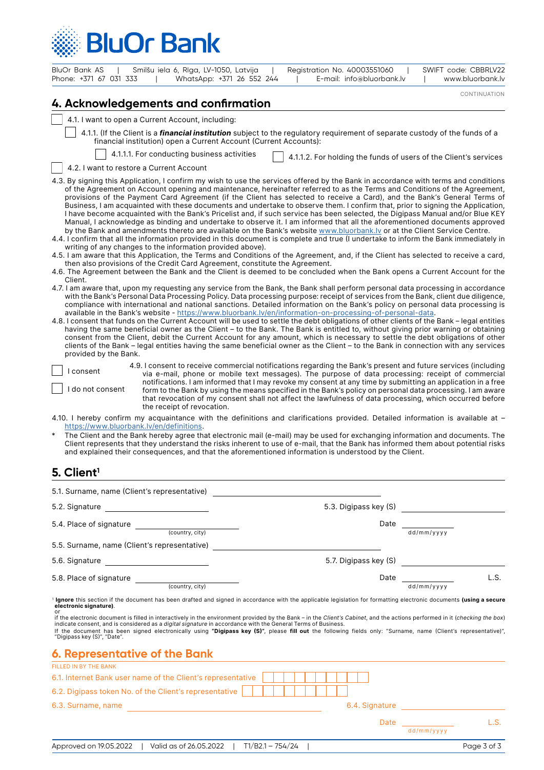# BluOr Bank

BluOr Bank AS | Smilšu iela 6, Rīga, LV-1050, Latvija | Registration No. 40003551060 | SWIFT code: CBBRLV22
Phone: +371 67 031 333 | WhatsApp: +371 26 552 244 | E-mail: info@bluorbank.lv | www.bluorbank.lv

CONTINUATION

## 4. Acknowledgements and confirmation

☐ 4.1. I want to open a Current Account, including:

☐ 4.1.1. (If the Client is a ***financial institution*** subject to the regulatory requirement of separate custody of the funds of a financial institution) open a Current Account (Current Accounts):

☐ 4.1.1.1. For conducting business activities ☐ 4.1.1.2. For holding the funds of users of the Client's services

☐ 4.2. I want to restore a Current Account

4.3. By signing this Application, I confirm my wish to use the services offered by the Bank in accordance with terms and conditions of the Agreement on Account opening and maintenance, hereinafter referred to as the Terms and Conditions of the Agreement, provisions of the Payment Card Agreement (if the Client has selected to receive a Card), and the Bank's General Terms of Business, I am acquainted with these documents and undertake to observe them. I confirm that, prior to signing the Application, I have become acquainted with the Bank's Pricelist and, if such service has been selected, the Digipass Manual and/or Blue KEY Manual, I acknowledge as binding and undertake to observe it. I am informed that all the aforementioned documents approved by the Bank and amendments thereto are available on the Bank's website www.bluorbank.lv or at the Client Service Centre.

4.4. I confirm that all the information provided in this document is complete and true (I undertake to inform the Bank immediately in writing of any changes to the information provided above).

4.5. I am aware that this Application, the Terms and Conditions of the Agreement, and, if the Client has selected to receive a card, then also provisions of the Credit Card Agreement, constitute the Agreement.

4.6. The Agreement between the Bank and the Client is deemed to be concluded when the Bank opens a Current Account for the Client.

4.7. I am aware that, upon my requesting any service from the Bank, the Bank shall perform personal data processing in accordance with the Bank's Personal Data Processing Policy. Data processing purpose: receipt of services from the Bank, client due diligence, compliance with international and national sanctions. Detailed information on the Bank's policy on personal data processing is available in the Bank's website - https://www.bluorbank.lv/en/information-on-processing-of-personal-data.

4.8. I consent that funds on the Current Account will be used to settle the debt obligations of other clients of the Bank – legal entities having the same beneficial owner as the Client – to the Bank. The Bank is entitled to, without giving prior warning or obtaining consent from the Client, debit the Current Account for any amount, which is necessary to settle the debt obligations of other clients of the Bank – legal entities having the same beneficial owner as the Client – to the Bank in connection with any services provided by the Bank.

☐ I consent

☐ I do not consent

4.9. I consent to receive commercial notifications regarding the Bank's present and future services (including via e-mail, phone or mobile text messages). The purpose of data processing: receipt of commercial notifications. I am informed that I may revoke my consent at any time by submitting an application in a free form to the Bank by using the means specified in the Bank's policy on personal data processing. I am aware that revocation of my consent shall not affect the lawfulness of data processing, which occurred before the receipt of revocation.

4.10. I hereby confirm my acquaintance with the definitions and clarifications provided. Detailed information is available at – https://www.bluorbank.lv/en/definitions.

\* The Client and the Bank hereby agree that electronic mail (e-mail) may be used for exchanging information and documents. The Client represents that they understand the risks inherent to use of e-mail, that the Bank has informed them about potential risks and explained their consequences, and that the aforementioned information is understood by the Client.

## 5. Client[1]

5.1. Surname, name (Client's representative) ____________________

5.2. Signature ____________________ 5.3. Digipass key (S) ____________________

5.4. Place of signature ____________________ (country, city) Date ________ (dd/mm/yyyy)

5.5. Surname, name (Client's representative) ____________________

5.6. Signature ____________________ 5.7. Digipass key (S) ____________________

5.8. Place of signature ____________________ (country, city) Date ________ (dd/mm/yyyy) L.S.

[1] **Ignore** this section if the document has been drafted and signed in accordance with the applicable legislation for formatting electronic documents **(using a secure electronic signature)**.
or
if the electronic document is filled in interactively in the environment provided by the Bank – in the *Client's Cabinet*, and the actions performed in it (*checking the box*) indicate consent, and is considered as a *digital signature* in accordance with the General Terms of Business.
If the document has been signed electronically using **"Digipass key (S)"**, please **fill out** the following fields only: "Surname, name (Client's representative)", "Digipass key (S)", "Date".

## 6. Representative of the Bank

FILLED IN BY THE BANK

6.1. Internet Bank user name of the Client's representative ☐☐☐☐☐☐☐☐☐☐

6.2. Digipass token No. of the Client's representative ☐☐☐☐☐☐☐☐☐☐

6.3. Surname, name ____________________ 6.4. Signature ____________________

Date ________ (dd/mm/yyyy) L.S.

Approved on 19.05.2022 | Valid as of 26.05.2022 | T1/B2.1 – 754/24 |